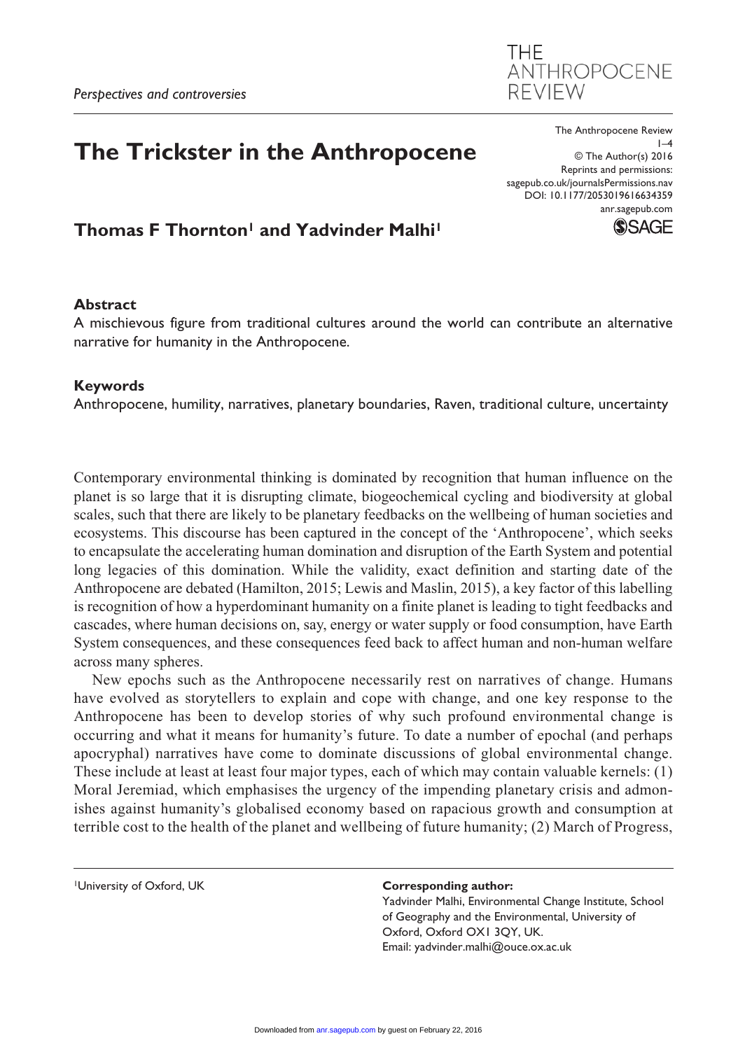*Perspectives and controversies*

# The Trickster in the Anthropocene

**Thomas F Thornton[1] and Yadvinder Malhi[1]**

## Abstract

A mischievous figure from traditional cultures around the world can contribute an alternative narrative for humanity in the Anthropocene.

## Keywords

Anthropocene, humility, narratives, planetary boundaries, Raven, traditional culture, uncertainty

Contemporary environmental thinking is dominated by recognition that human influence on the planet is so large that it is disrupting climate, biogeochemical cycling and biodiversity at global scales, such that there are likely to be planetary feedbacks on the wellbeing of human societies and ecosystems. This discourse has been captured in the concept of the 'Anthropocene', which seeks to encapsulate the accelerating human domination and disruption of the Earth System and potential long legacies of this domination. While the validity, exact definition and starting date of the Anthropocene are debated (Hamilton, 2015; Lewis and Maslin, 2015), a key factor of this labelling is recognition of how a hyperdominant humanity on a finite planet is leading to tight feedbacks and cascades, where human decisions on, say, energy or water supply or food consumption, have Earth System consequences, and these consequences feed back to affect human and non-human welfare across many spheres.

New epochs such as the Anthropocene necessarily rest on narratives of change. Humans have evolved as storytellers to explain and cope with change, and one key response to the Anthropocene has been to develop stories of why such profound environmental change is occurring and what it means for humanity's future. To date a number of epochal (and perhaps apocryphal) narratives have come to dominate discussions of global environmental change. These include at least at least four major types, each of which may contain valuable kernels: (1) Moral Jeremiad, which emphasises the urgency of the impending planetary crisis and admonishes against humanity's globalised economy based on rapacious growth and consumption at terrible cost to the health of the planet and wellbeing of future humanity; (2) March of Progress,

[1]University of Oxford, UK

**Corresponding author:**
Yadvinder Malhi, Environmental Change Institute, School of Geography and the Environmental, University of Oxford, Oxford OX1 3QY, UK.
Email: yadvinder.malhi@ouce.ox.ac.uk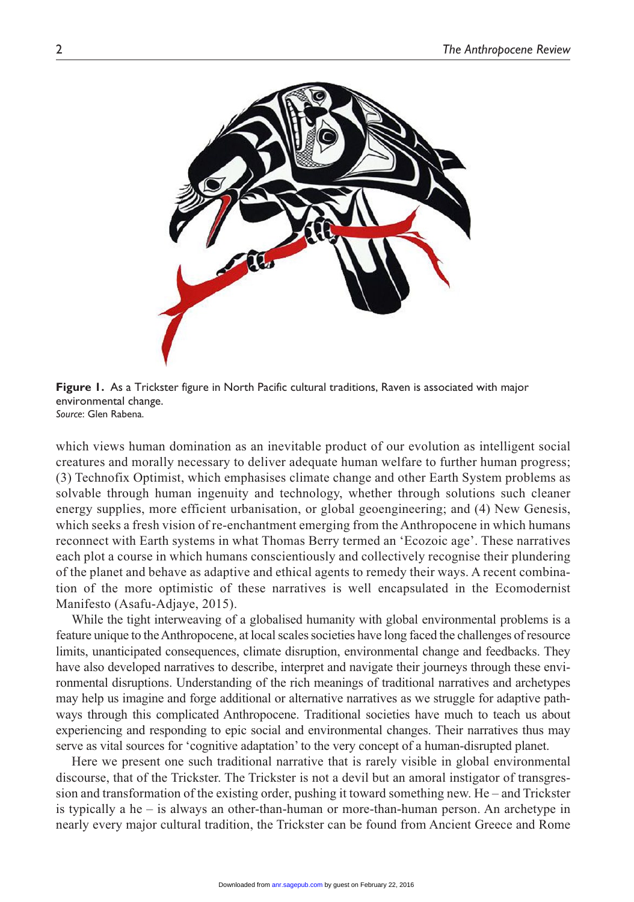**Figure 1.** As a Trickster figure in North Pacific cultural traditions, Raven is associated with major environmental change.
*Source*: Glen Rabena.

which views human domination as an inevitable product of our evolution as intelligent social creatures and morally necessary to deliver adequate human welfare to further human progress; (3) Technofix Optimist, which emphasises climate change and other Earth System problems as solvable through human ingenuity and technology, whether through solutions such cleaner energy supplies, more efficient urbanisation, or global geoengineering; and (4) New Genesis, which seeks a fresh vision of re-enchantment emerging from the Anthropocene in which humans reconnect with Earth systems in what Thomas Berry termed an 'Ecozoic age'. These narratives each plot a course in which humans conscientiously and collectively recognise their plundering of the planet and behave as adaptive and ethical agents to remedy their ways. A recent combination of the more optimistic of these narratives is well encapsulated in the Ecomodernist Manifesto (Asafu-Adjaye, 2015).

While the tight interweaving of a globalised humanity with global environmental problems is a feature unique to the Anthropocene, at local scales societies have long faced the challenges of resource limits, unanticipated consequences, climate disruption, environmental change and feedbacks. They have also developed narratives to describe, interpret and navigate their journeys through these environmental disruptions. Understanding of the rich meanings of traditional narratives and archetypes may help us imagine and forge additional or alternative narratives as we struggle for adaptive pathways through this complicated Anthropocene. Traditional societies have much to teach us about experiencing and responding to epic social and environmental changes. Their narratives thus may serve as vital sources for 'cognitive adaptation' to the very concept of a human-disrupted planet.

Here we present one such traditional narrative that is rarely visible in global environmental discourse, that of the Trickster. The Trickster is not a devil but an amoral instigator of transgression and transformation of the existing order, pushing it toward something new. He – and Trickster is typically a he – is always an other-than-human or more-than-human person. An archetype in nearly every major cultural tradition, the Trickster can be found from Ancient Greece and Rome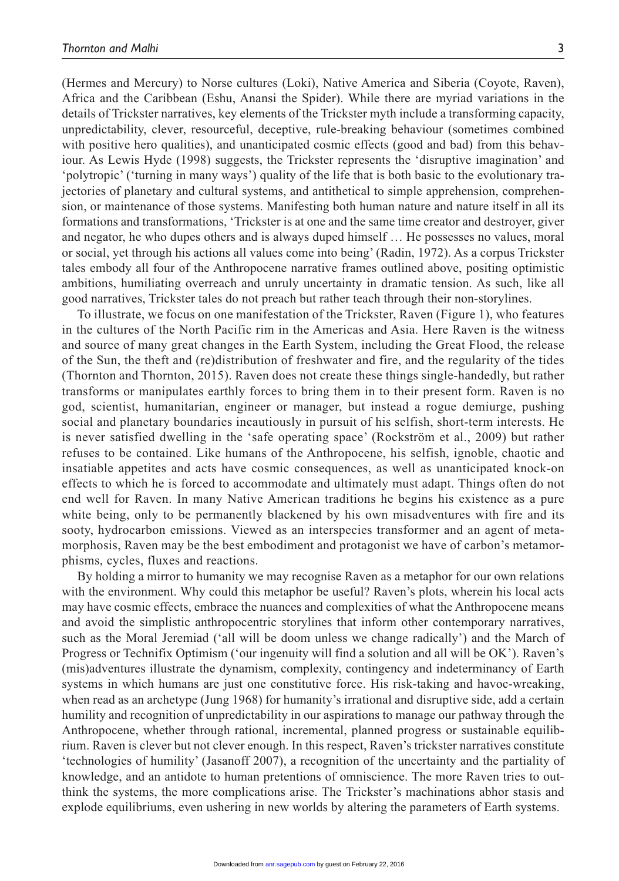(Hermes and Mercury) to Norse cultures (Loki), Native America and Siberia (Coyote, Raven), Africa and the Caribbean (Eshu, Anansi the Spider). While there are myriad variations in the details of Trickster narratives, key elements of the Trickster myth include a transforming capacity, unpredictability, clever, resourceful, deceptive, rule-breaking behaviour (sometimes combined with positive hero qualities), and unanticipated cosmic effects (good and bad) from this behaviour. As Lewis Hyde (1998) suggests, the Trickster represents the 'disruptive imagination' and 'polytropic' ('turning in many ways') quality of the life that is both basic to the evolutionary trajectories of planetary and cultural systems, and antithetical to simple apprehension, comprehension, or maintenance of those systems. Manifesting both human nature and nature itself in all its formations and transformations, 'Trickster is at one and the same time creator and destroyer, giver and negator, he who dupes others and is always duped himself … He possesses no values, moral or social, yet through his actions all values come into being' (Radin, 1972). As a corpus Trickster tales embody all four of the Anthropocene narrative frames outlined above, positing optimistic ambitions, humiliating overreach and unruly uncertainty in dramatic tension. As such, like all good narratives, Trickster tales do not preach but rather teach through their non-storylines.

To illustrate, we focus on one manifestation of the Trickster, Raven (Figure 1), who features in the cultures of the North Pacific rim in the Americas and Asia. Here Raven is the witness and source of many great changes in the Earth System, including the Great Flood, the release of the Sun, the theft and (re)distribution of freshwater and fire, and the regularity of the tides (Thornton and Thornton, 2015). Raven does not create these things single-handedly, but rather transforms or manipulates earthly forces to bring them in to their present form. Raven is no god, scientist, humanitarian, engineer or manager, but instead a rogue demiurge, pushing social and planetary boundaries incautiously in pursuit of his selfish, short-term interests. He is never satisfied dwelling in the 'safe operating space' (Rockström et al., 2009) but rather refuses to be contained. Like humans of the Anthropocene, his selfish, ignoble, chaotic and insatiable appetites and acts have cosmic consequences, as well as unanticipated knock-on effects to which he is forced to accommodate and ultimately must adapt. Things often do not end well for Raven. In many Native American traditions he begins his existence as a pure white being, only to be permanently blackened by his own misadventures with fire and its sooty, hydrocarbon emissions. Viewed as an interspecies transformer and an agent of metamorphosis, Raven may be the best embodiment and protagonist we have of carbon's metamorphisms, cycles, fluxes and reactions.

By holding a mirror to humanity we may recognise Raven as a metaphor for our own relations with the environment. Why could this metaphor be useful? Raven's plots, wherein his local acts may have cosmic effects, embrace the nuances and complexities of what the Anthropocene means and avoid the simplistic anthropocentric storylines that inform other contemporary narratives, such as the Moral Jeremiad ('all will be doom unless we change radically') and the March of Progress or Technifix Optimism ('our ingenuity will find a solution and all will be OK'). Raven's (mis)adventures illustrate the dynamism, complexity, contingency and indeterminancy of Earth systems in which humans are just one constitutive force. His risk-taking and havoc-wreaking, when read as an archetype (Jung 1968) for humanity's irrational and disruptive side, add a certain humility and recognition of unpredictability in our aspirations to manage our pathway through the Anthropocene, whether through rational, incremental, planned progress or sustainable equilibrium. Raven is clever but not clever enough. In this respect, Raven's trickster narratives constitute 'technologies of humility' (Jasanoff 2007), a recognition of the uncertainty and the partiality of knowledge, and an antidote to human pretentions of omniscience. The more Raven tries to outthink the systems, the more complications arise. The Trickster's machinations abhor stasis and explode equilibriums, even ushering in new worlds by altering the parameters of Earth systems.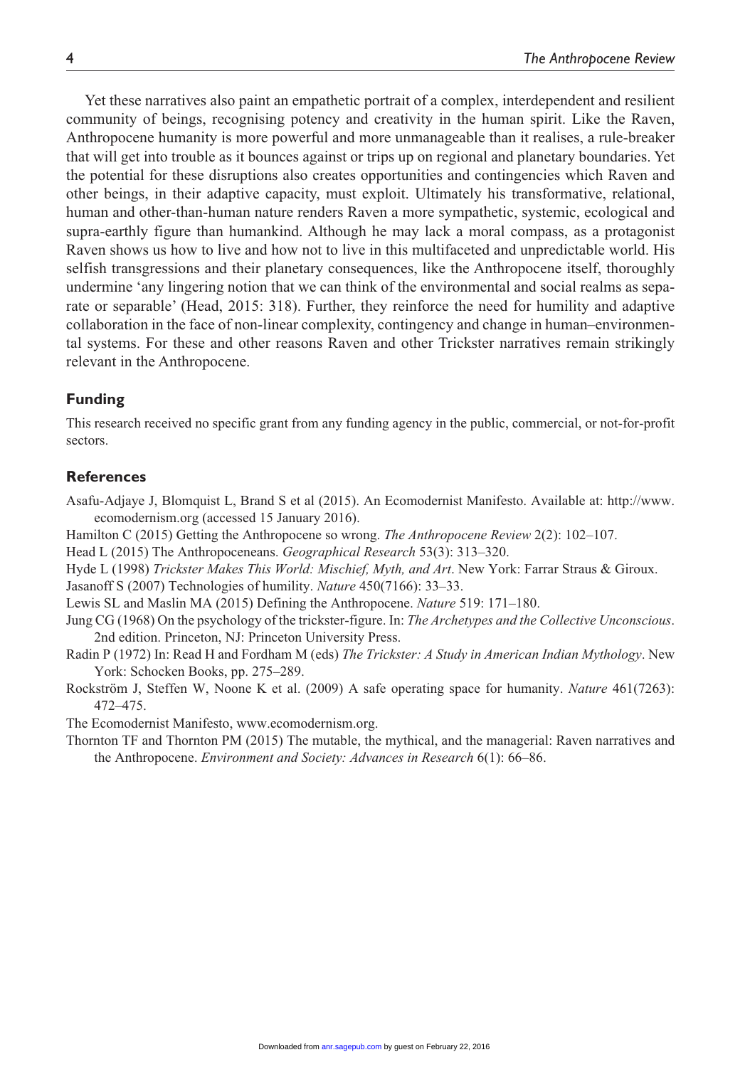Yet these narratives also paint an empathetic portrait of a complex, interdependent and resilient community of beings, recognising potency and creativity in the human spirit. Like the Raven, Anthropocene humanity is more powerful and more unmanageable than it realises, a rule-breaker that will get into trouble as it bounces against or trips up on regional and planetary boundaries. Yet the potential for these disruptions also creates opportunities and contingencies which Raven and other beings, in their adaptive capacity, must exploit. Ultimately his transformative, relational, human and other-than-human nature renders Raven a more sympathetic, systemic, ecological and supra-earthly figure than humankind. Although he may lack a moral compass, as a protagonist Raven shows us how to live and how not to live in this multifaceted and unpredictable world. His selfish transgressions and their planetary consequences, like the Anthropocene itself, thoroughly undermine 'any lingering notion that we can think of the environmental and social realms as separate or separable' (Head, 2015: 318). Further, they reinforce the need for humility and adaptive collaboration in the face of non-linear complexity, contingency and change in human–environmental systems. For these and other reasons Raven and other Trickster narratives remain strikingly relevant in the Anthropocene.

## Funding

This research received no specific grant from any funding agency in the public, commercial, or not-for-profit sectors.

## References

Asafu-Adjaye J, Blomquist L, Brand S et al (2015). An Ecomodernist Manifesto. Available at: http://www.ecomodernism.org (accessed 15 January 2016).

Hamilton C (2015) Getting the Anthropocene so wrong. *The Anthropocene Review* 2(2): 102–107.

Head L (2015) The Anthropoceneans. *Geographical Research* 53(3): 313–320.

Hyde L (1998) *Trickster Makes This World: Mischief, Myth, and Art*. New York: Farrar Straus & Giroux.

Jasanoff S (2007) Technologies of humility. *Nature* 450(7166): 33–33.

Lewis SL and Maslin MA (2015) Defining the Anthropocene. *Nature* 519: 171–180.

Jung CG (1968) On the psychology of the trickster-figure. In: *The Archetypes and the Collective Unconscious*. 2nd edition. Princeton, NJ: Princeton University Press.

Radin P (1972) In: Read H and Fordham M (eds) *The Trickster: A Study in American Indian Mythology*. New York: Schocken Books, pp. 275–289.

Rockström J, Steffen W, Noone K et al. (2009) A safe operating space for humanity. *Nature* 461(7263): 472–475.

The Ecomodernist Manifesto, www.ecomodernism.org.

Thornton TF and Thornton PM (2015) The mutable, the mythical, and the managerial: Raven narratives and the Anthropocene. *Environment and Society: Advances in Research* 6(1): 66–86.